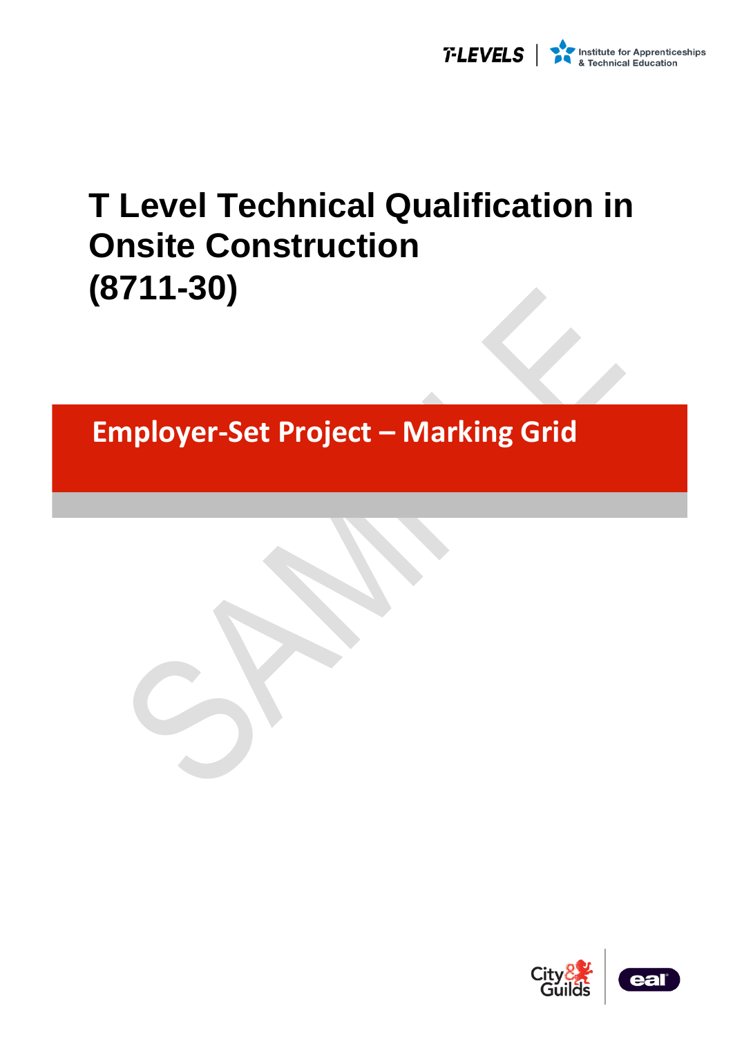# T Level Technical Qualification in Onsite Construction (8711-30)

## Employer-Set Project – Marking Grid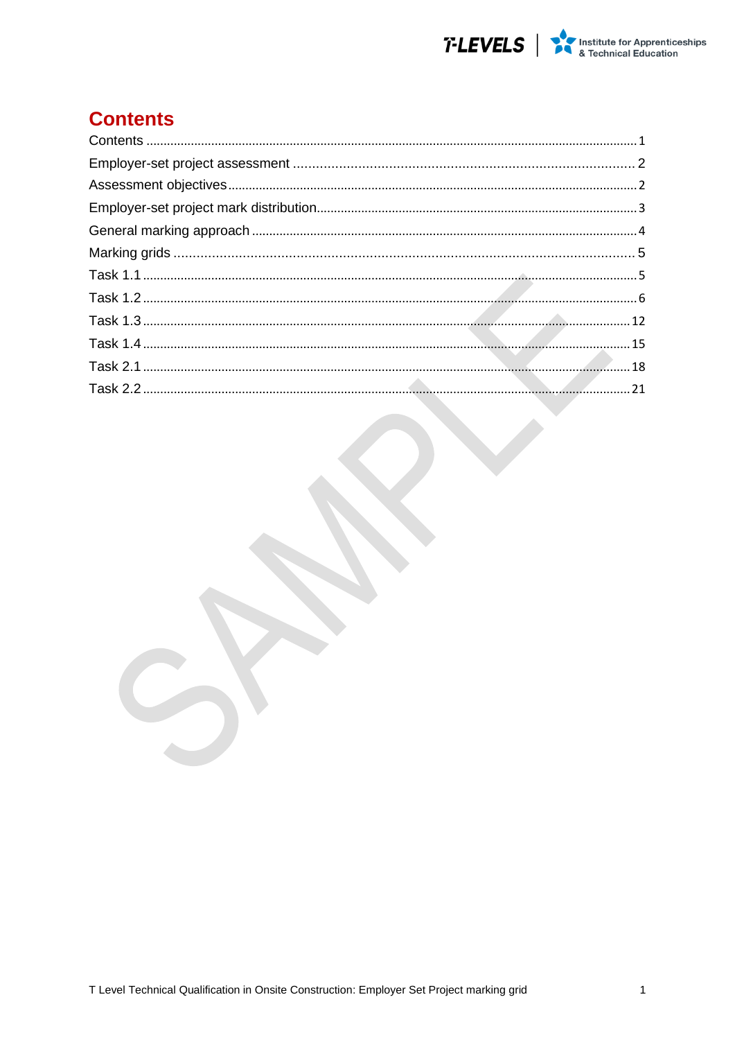# Contents

Contents ........................................................................................................................................ 1
Employer-set project assessment ........................................................................................ 2
Assessment objectives ......................................................................................................... 2
Employer-set project mark distribution................................................................................. 3
General marking approach ................................................................................................... 4
Marking grids ........................................................................................................................ 5
Task 1.1 ................................................................................................................................. 5
Task 1.2 ................................................................................................................................. 6
Task 1.3 ............................................................................................................................... 12
Task 1.4 ............................................................................................................................... 15
Task 2.1 ............................................................................................................................... 18
Task 2.2 ............................................................................................................................... 21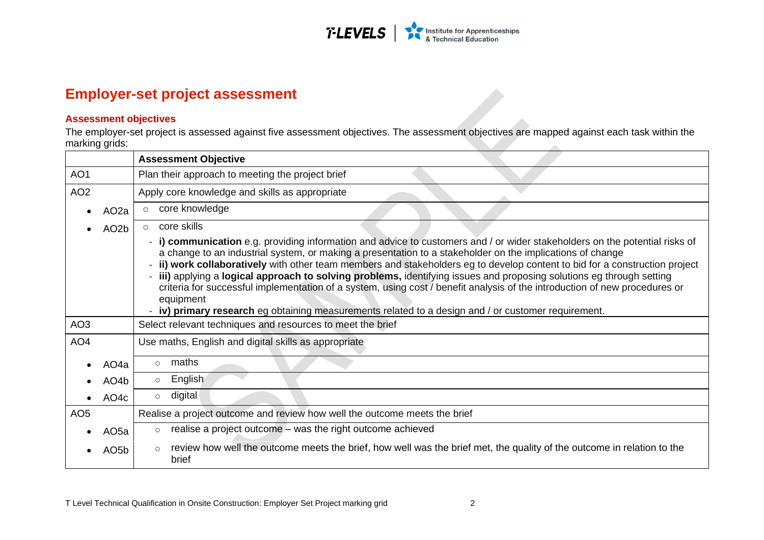## Employer-set project assessment

### Assessment objectives

The employer-set project is assessed against five assessment objectives. The assessment objectives are mapped against each task within the marking grids:

| | Assessment Objective |
|---|---|
| AO1 | Plan their approach to meeting the project brief |
| AO2 | Apply core knowledge and skills as appropriate |
| • AO2a | ○ core knowledge |
| • AO2b | ○ core skills<br>- **i) communication** e.g. providing information and advice to customers and / or wider stakeholders on the potential risks of a change to an industrial system, or making a presentation to a stakeholder on the implications of change<br>- **ii) work collaboratively** with other team members and stakeholders eg to develop content to bid for a construction project<br>- **iii)** applying a **logical approach to solving problems,** identifying issues and proposing solutions eg through setting criteria for successful implementation of a system, using cost / benefit analysis of the introduction of new procedures or equipment<br>- **iv) primary research** eg obtaining measurements related to a design and / or customer requirement. |
| AO3 | Select relevant techniques and resources to meet the brief |
| AO4 | Use maths, English and digital skills as appropriate |
| • AO4a | ○ maths |
| • AO4b | ○ English |
| • AO4c | ○ digital |
| AO5 | Realise a project outcome and review how well the outcome meets the brief |
| • AO5a | ○ realise a project outcome – was the right outcome achieved |
| • AO5b | ○ review how well the outcome meets the brief, how well was the brief met, the quality of the outcome in relation to the brief |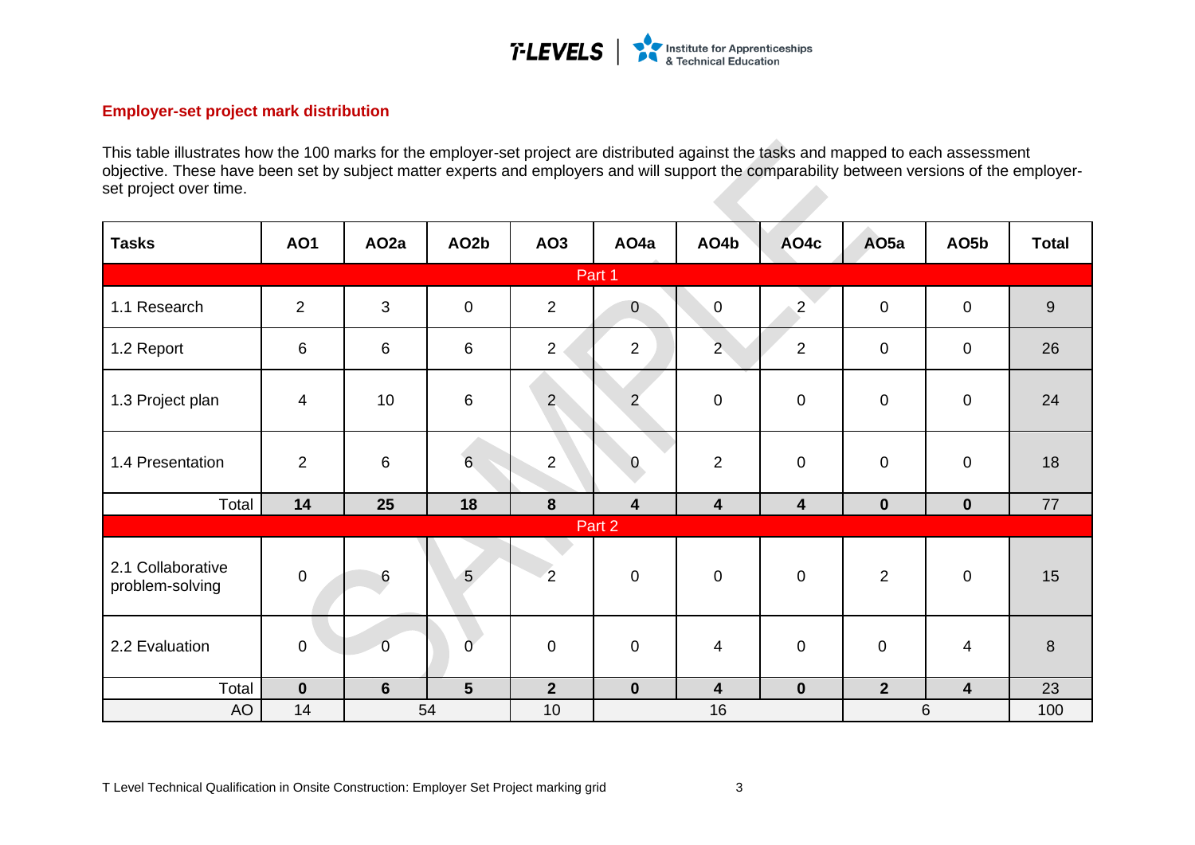## Employer-set project mark distribution

This table illustrates how the 100 marks for the employer-set project are distributed against the tasks and mapped to each assessment objective. These have been set by subject matter experts and employers and will support the comparability between versions of the employer-set project over time.

| Tasks | AO1 | AO2a | AO2b | AO3 | AO4a | AO4b | AO4c | AO5a | AO5b | Total |
|---|---|---|---|---|---|---|---|---|---|---|
| **Part 1** | | | | | | | | | | |
| 1.1 Research | 2 | 3 | 0 | 2 | 0 | 0 | 2 | 0 | 0 | 9 |
| 1.2 Report | 6 | 6 | 6 | 2 | 2 | 2 | 2 | 0 | 0 | 26 |
| 1.3 Project plan | 4 | 10 | 6 | 2 | 2 | 0 | 0 | 0 | 0 | 24 |
| 1.4 Presentation | 2 | 6 | 6 | 2 | 0 | 2 | 0 | 0 | 0 | 18 |
| Total | **14** | **25** | **18** | **8** | **4** | **4** | **4** | **0** | **0** | 77 |
| **Part 2** | | | | | | | | | | |
| 2.1 Collaborative problem-solving | 0 | 6 | 5 | 2 | 0 | 0 | 0 | 2 | 0 | 15 |
| 2.2 Evaluation | 0 | 0 | 0 | 0 | 0 | 4 | 0 | 0 | 4 | 8 |
| Total | **0** | **6** | **5** | **2** | **0** | **4** | **0** | **2** | **4** | 23 |
| AO | 14 | 54 | | 10 | 16 | | | 6 | | 100 |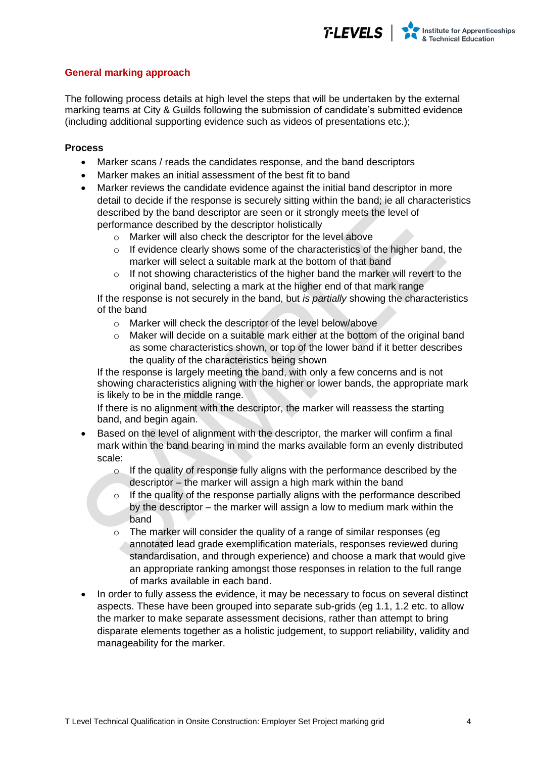## General marking approach

The following process details at high level the steps that will be undertaken by the external marking teams at City & Guilds following the submission of candidate's submitted evidence (including additional supporting evidence such as videos of presentations etc.);

**Process**

- Marker scans / reads the candidates response, and the band descriptors
- Marker makes an initial assessment of the best fit to band
- Marker reviews the candidate evidence against the initial band descriptor in more detail to decide if the response is securely sitting within the band; ie all characteristics described by the band descriptor are seen or it strongly meets the level of performance described by the descriptor holistically
    - Marker will also check the descriptor for the level above
    - If evidence clearly shows some of the characteristics of the higher band, the marker will select a suitable mark at the bottom of that band
    - If not showing characteristics of the higher band the marker will revert to the original band, selecting a mark at the higher end of that mark range

  If the response is not securely in the band, but *is partially* showing the characteristics of the band
    - Marker will check the descriptor of the level below/above
    - Maker will decide on a suitable mark either at the bottom of the original band as some characteristics shown, or top of the lower band if it better describes the quality of the characteristics being shown

  If the response is largely meeting the band, with only a few concerns and is not showing characteristics aligning with the higher or lower bands, the appropriate mark is likely to be in the middle range.

  If there is no alignment with the descriptor, the marker will reassess the starting band, and begin again.
- Based on the level of alignment with the descriptor, the marker will confirm a final mark within the band bearing in mind the marks available form an evenly distributed scale:
    - If the quality of response fully aligns with the performance described by the descriptor – the marker will assign a high mark within the band
    - If the quality of the response partially aligns with the performance described by the descriptor – the marker will assign a low to medium mark within the band
    - The marker will consider the quality of a range of similar responses (eg annotated lead grade exemplification materials, responses reviewed during standardisation, and through experience) and choose a mark that would give an appropriate ranking amongst those responses in relation to the full range of marks available in each band.
- In order to fully assess the evidence, it may be necessary to focus on several distinct aspects. These have been grouped into separate sub-grids (eg 1.1, 1.2 etc. to allow the marker to make separate assessment decisions, rather than attempt to bring disparate elements together as a holistic judgement, to support reliability, validity and manageability for the marker.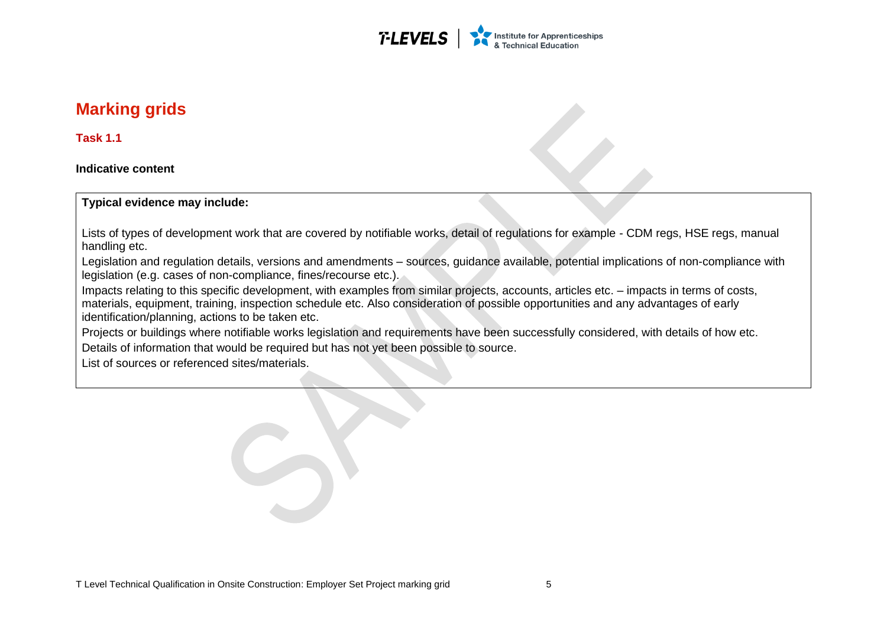# Marking grids

## Task 1.1

**Indicative content**

| **Typical evidence may include:** |
|---|
| Lists of types of development work that are covered by notifiable works, detail of regulations for example - CDM regs, HSE regs, manual handling etc.<br>Legislation and regulation details, versions and amendments – sources, guidance available, potential implications of non-compliance with legislation (e.g. cases of non-compliance, fines/recourse etc.).<br>Impacts relating to this specific development, with examples from similar projects, accounts, articles etc. – impacts in terms of costs, materials, equipment, training, inspection schedule etc. Also consideration of possible opportunities and any advantages of early identification/planning, actions to be taken etc.<br>Projects or buildings where notifiable works legislation and requirements have been successfully considered, with details of how etc.<br>Details of information that would be required but has not yet been possible to source.<br>List of sources or referenced sites/materials. |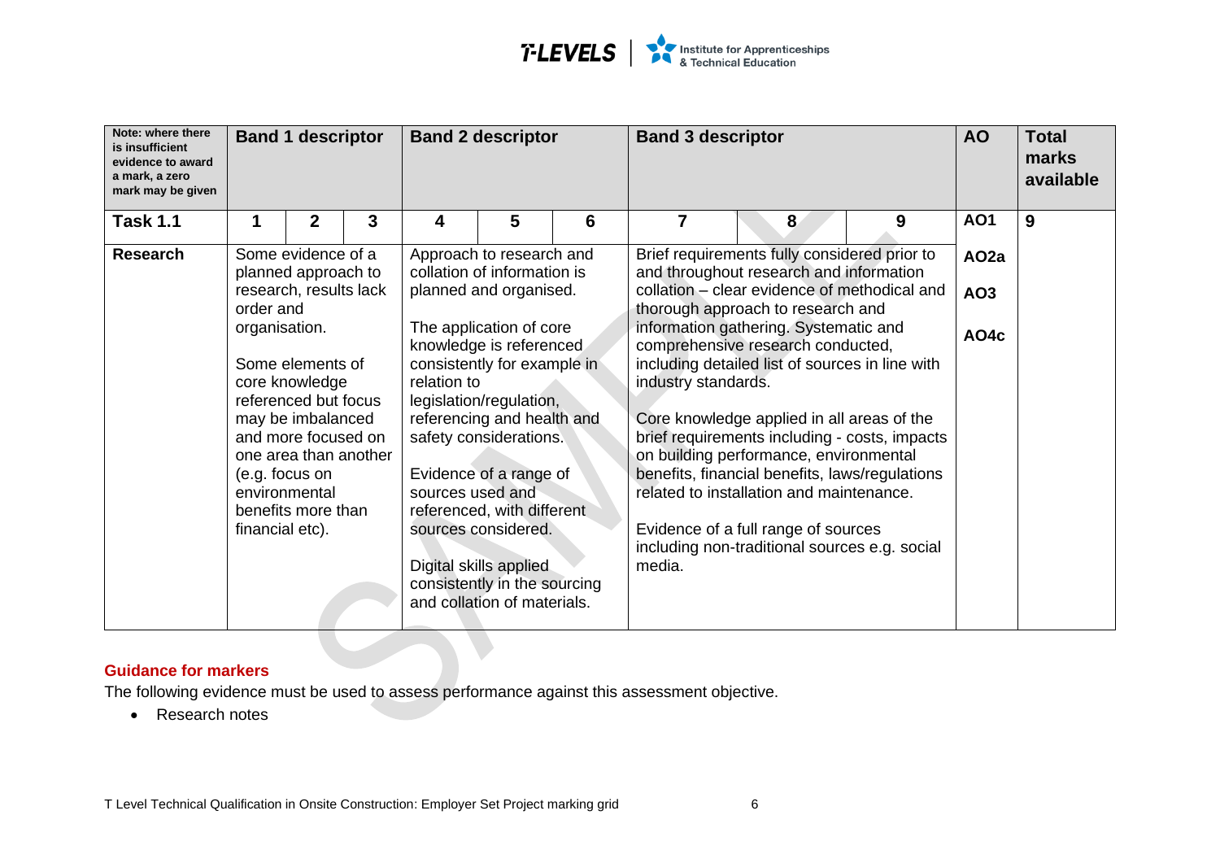| Note: where there is insufficient evidence to award a mark, a zero mark may be given | Band 1 descriptor | | | Band 2 descriptor | | | Band 3 descriptor | | | AO | Total marks available |
|---|---|---|---|---|---|---|---|---|---|---|---|
| **Task 1.1** | **1** | **2** | **3** | **4** | **5** | **6** | **7** | **8** | **9** | **AO1** | **9** |
| **Research** | Some evidence of a planned approach to research, results lack order and organisation.<br><br>Some elements of core knowledge referenced but focus may be imbalanced and more focused on one area than another (e.g. focus on environmental benefits more than financial etc). | | | Approach to research and collation of information is planned and organised.<br><br>The application of core knowledge is referenced consistently for example in relation to legislation/regulation, referencing and health and safety considerations.<br><br>Evidence of a range of sources used and referenced, with different sources considered.<br><br>Digital skills applied consistently in the sourcing and collation of materials. | | | Brief requirements fully considered prior to and throughout research and information collation – clear evidence of methodical and thorough approach to research and information gathering. Systematic and comprehensive research conducted, including detailed list of sources in line with industry standards.<br><br>Core knowledge applied in all areas of the brief requirements including - costs, impacts on building performance, environmental benefits, financial benefits, laws/regulations related to installation and maintenance.<br><br>Evidence of a full range of sources including non-traditional sources e.g. social media. | | | **AO2a**<br><br>**AO3**<br><br>**AO4c** | |

### Guidance for markers

The following evidence must be used to assess performance against this assessment objective.

- Research notes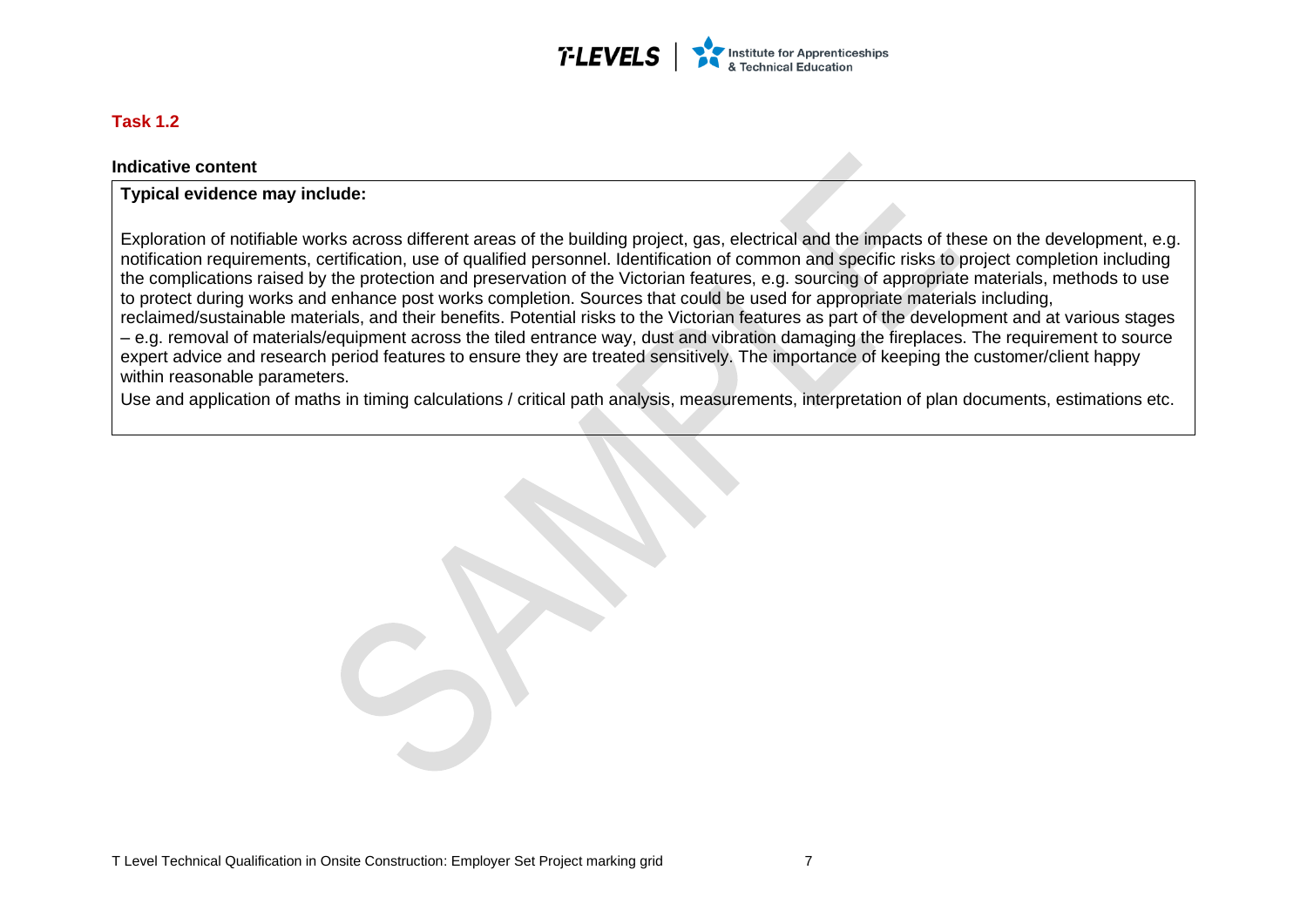## Task 1.2

**Indicative content**

| **Typical evidence may include:**<br><br>Exploration of notifiable works across different areas of the building project, gas, electrical and the impacts of these on the development, e.g. notification requirements, certification, use of qualified personnel. Identification of common and specific risks to project completion including the complications raised by the protection and preservation of the Victorian features, e.g. sourcing of appropriate materials, methods to use to protect during works and enhance post works completion. Sources that could be used for appropriate materials including, reclaimed/sustainable materials, and their benefits. Potential risks to the Victorian features as part of the development and at various stages – e.g. removal of materials/equipment across the tiled entrance way, dust and vibration damaging the fireplaces. The requirement to source expert advice and research period features to ensure they are treated sensitively. The importance of keeping the customer/client happy within reasonable parameters.<br><br>Use and application of maths in timing calculations / critical path analysis, measurements, interpretation of plan documents, estimations etc. |
|---|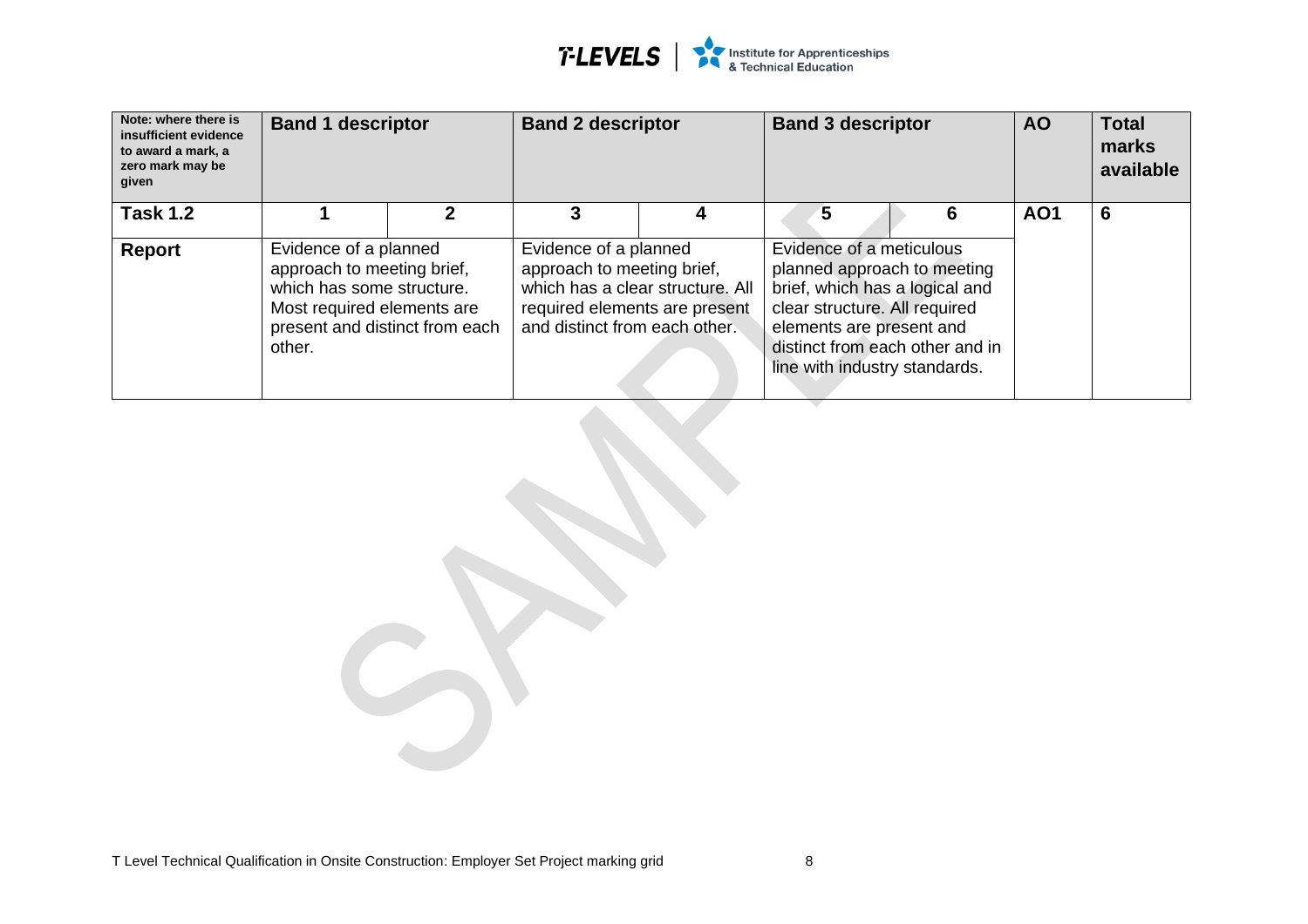| Note: where there is insufficient evidence to award a mark, a zero mark may be given | Band 1 descriptor | | Band 2 descriptor | | Band 3 descriptor | | AO | Total marks available |
|---|---|---|---|---|---|---|---|---|
| **Task 1.2** | 1 | 2 | 3 | 4 | 5 | 6 | **AO1** | **6** |
| **Report** | Evidence of a planned approach to meeting brief, which has some structure. Most required elements are present and distinct from each other. | | Evidence of a planned approach to meeting brief, which has a clear structure. All required elements are present and distinct from each other. | | Evidence of a meticulous planned approach to meeting brief, which has a logical and clear structure. All required elements are present and distinct from each other and in line with industry standards. | | | |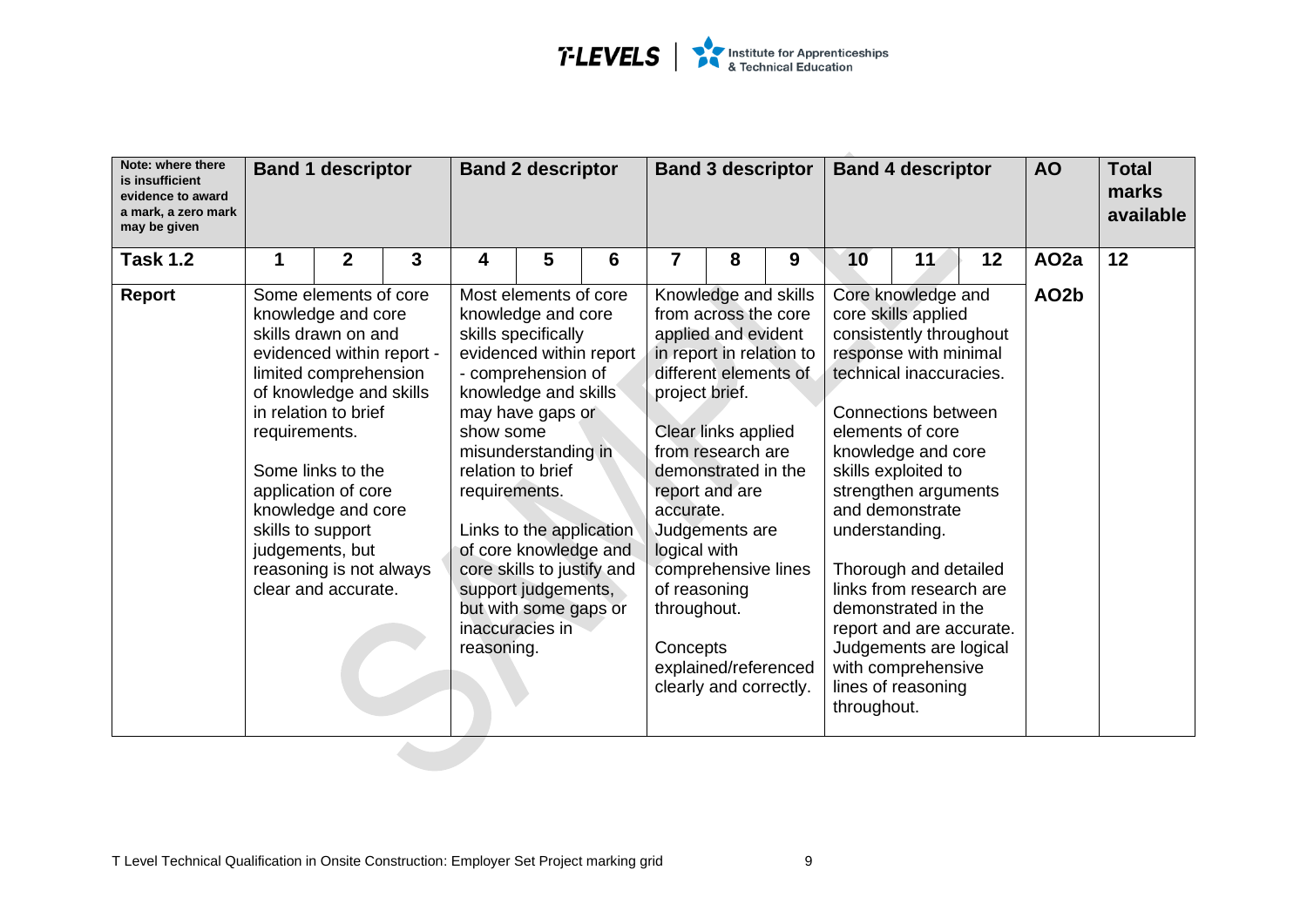| Note: where there is insufficient evidence to award a mark, a zero mark may be given | Band 1 descriptor | | | Band 2 descriptor | | | Band 3 descriptor | | | Band 4 descriptor | | | AO | Total marks available |
|---|---|---|---|---|---|---|---|---|---|---|---|---|---|---|
| **Task 1.2** | **1** | **2** | **3** | **4** | **5** | **6** | **7** | **8** | **9** | **10** | **11** | **12** | **AO2a** | **12** |
| **Report** | Some elements of core knowledge and core skills drawn on and evidenced within report - limited comprehension of knowledge and skills in relation to brief requirements.<br><br>Some links to the application of core knowledge and core skills to support judgements, but reasoning is not always clear and accurate. | | | Most elements of core knowledge and core skills specifically evidenced within report - comprehension of knowledge and skills may have gaps or show some misunderstanding in relation to brief requirements.<br><br>Links to the application of core knowledge and core skills to justify and support judgements, but with some gaps or inaccuracies in reasoning. | | | Knowledge and skills from across the core applied and evident in report in relation to different elements of project brief.<br><br>Clear links applied from research are demonstrated in the report and are accurate.<br>Judgements are logical with comprehensive lines of reasoning throughout.<br><br>Concepts explained/referenced clearly and correctly. | | | Core knowledge and core skills applied consistently throughout response with minimal technical inaccuracies.<br><br>Connections between elements of core knowledge and core skills exploited to strengthen arguments and demonstrate understanding.<br><br>Thorough and detailed links from research are demonstrated in the report and are accurate.<br>Judgements are logical with comprehensive lines of reasoning throughout. | | | **AO2b** | |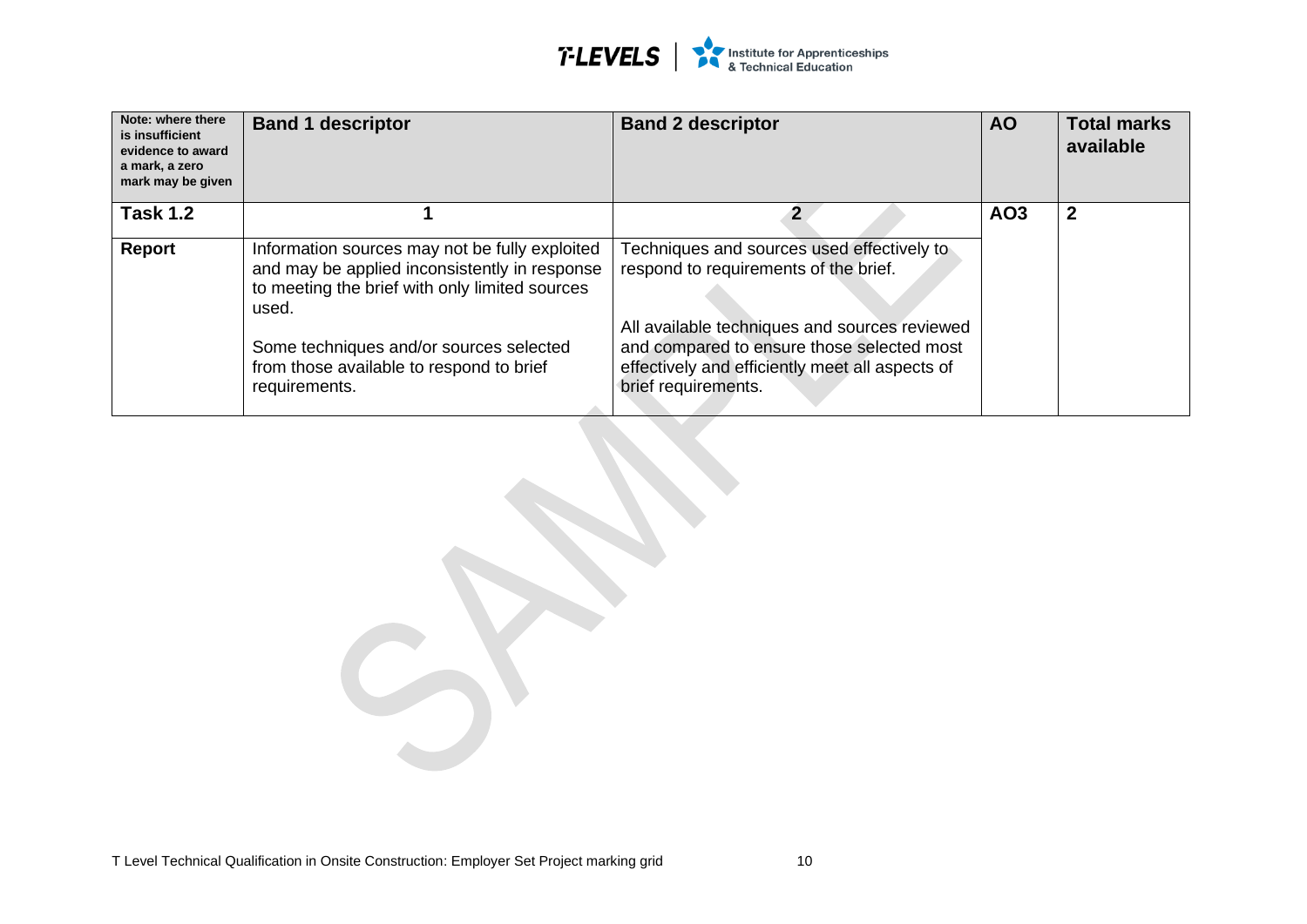| Note: where there is insufficient evidence to award a mark, a zero mark may be given | Band 1 descriptor | Band 2 descriptor | AO | Total marks available |
|---|---|---|---|---|
| **Task 1.2** | **1** | **2** | **AO3** | **2** |
| **Report** | Information sources may not be fully exploited and may be applied inconsistently in response to meeting the brief with only limited sources used.<br><br>Some techniques and/or sources selected from those available to respond to brief requirements. | Techniques and sources used effectively to respond to requirements of the brief.<br><br>All available techniques and sources reviewed and compared to ensure those selected most effectively and efficiently meet all aspects of brief requirements. | | |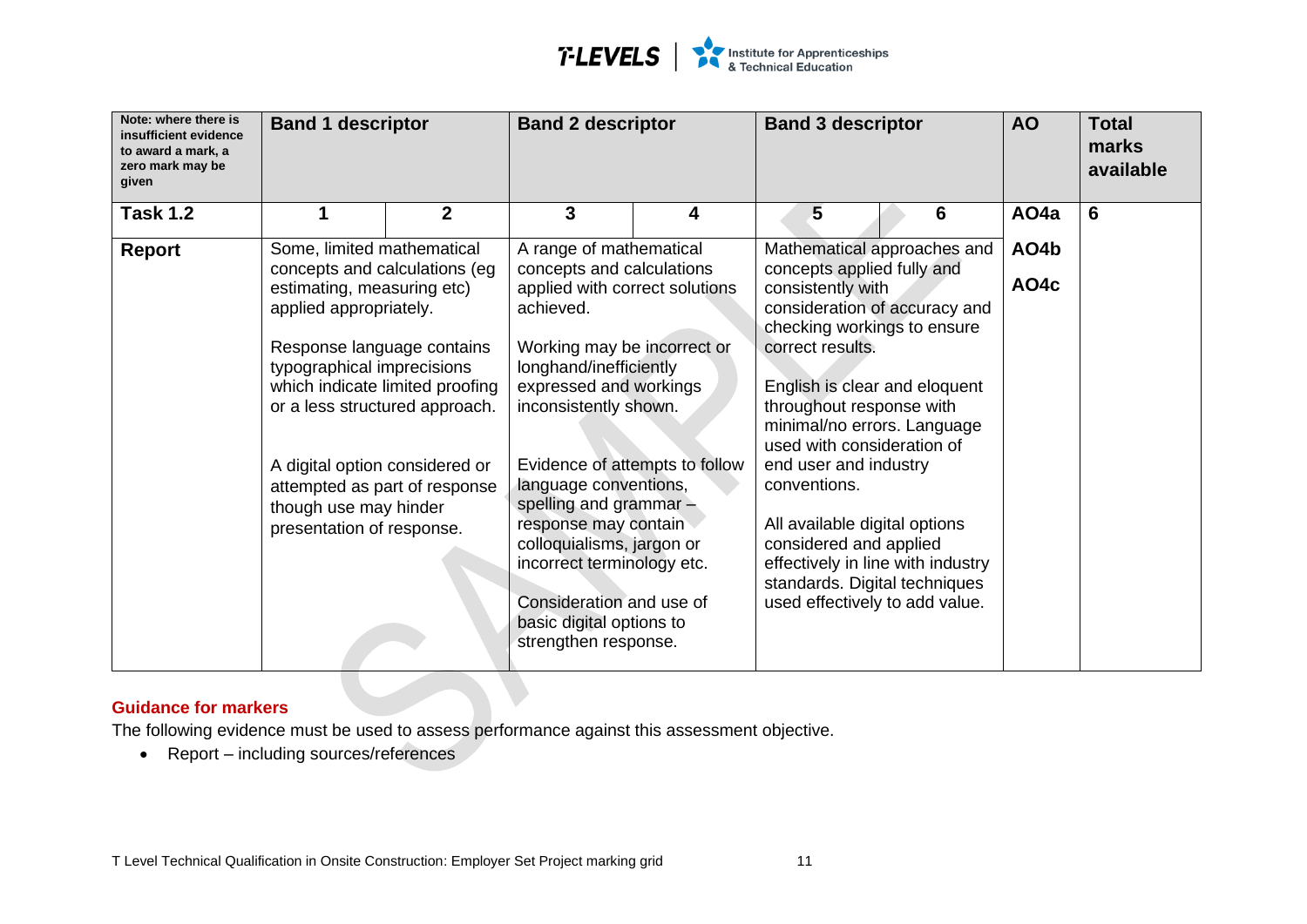| Note: where there is insufficient evidence to award a mark, a zero mark may be given | Band 1 descriptor | | Band 2 descriptor | | Band 3 descriptor | | AO | Total marks available |
|---|---|---|---|---|---|---|---|---|
| **Task 1.2** | 1 | 2 | 3 | 4 | 5 | 6 | AO4a | 6 |
| **Report** | Some, limited mathematical concepts and calculations (eg estimating, measuring etc) applied appropriately.<br><br>Response language contains typographical imprecisions which indicate limited proofing or a less structured approach.<br><br>A digital option considered or attempted as part of response though use may hinder presentation of response. | | A range of mathematical concepts and calculations applied with correct solutions achieved.<br><br>Working may be incorrect or longhand/inefficiently expressed and workings inconsistently shown.<br><br>Evidence of attempts to follow language conventions, spelling and grammar – response may contain colloquialisms, jargon or incorrect terminology etc.<br><br>Consideration and use of basic digital options to strengthen response. | | Mathematical approaches and concepts applied fully and consistently with consideration of accuracy and checking workings to ensure correct results.<br><br>English is clear and eloquent throughout response with minimal/no errors. Language used with consideration of end user and industry conventions.<br><br>All available digital options considered and applied effectively in line with industry standards. Digital techniques used effectively to add value. | | AO4b<br><br>AO4c | |

**Guidance for markers**

The following evidence must be used to assess performance against this assessment objective.

- Report – including sources/references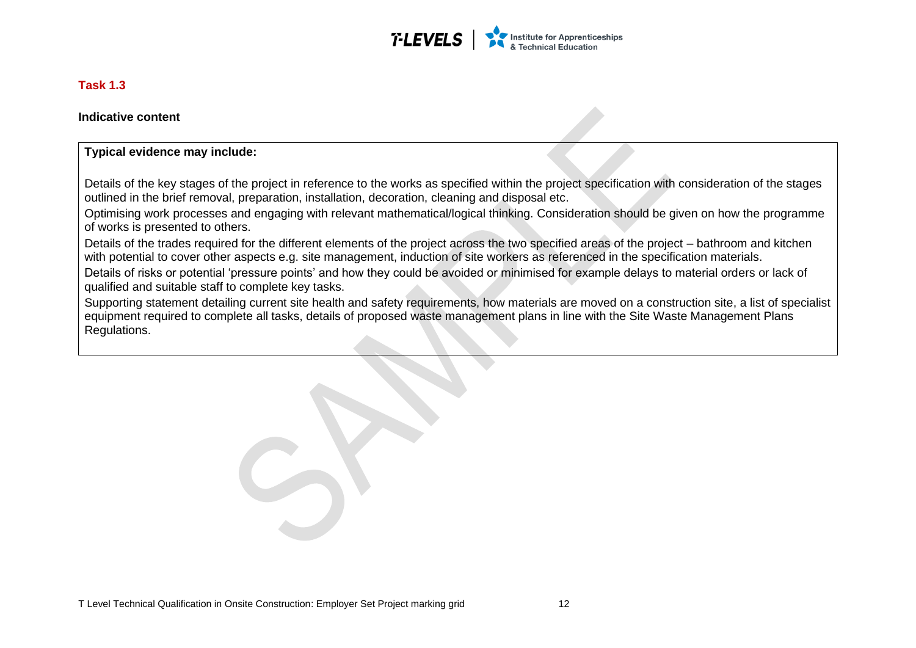## Task 1.3

**Indicative content**

**Typical evidence may include:**

Details of the key stages of the project in reference to the works as specified within the project specification with consideration of the stages outlined in the brief removal, preparation, installation, decoration, cleaning and disposal etc.

Optimising work processes and engaging with relevant mathematical/logical thinking. Consideration should be given on how the programme of works is presented to others.

Details of the trades required for the different elements of the project across the two specified areas of the project – bathroom and kitchen with potential to cover other aspects e.g. site management, induction of site workers as referenced in the specification materials.

Details of risks or potential 'pressure points' and how they could be avoided or minimised for example delays to material orders or lack of qualified and suitable staff to complete key tasks.

Supporting statement detailing current site health and safety requirements, how materials are moved on a construction site, a list of specialist equipment required to complete all tasks, details of proposed waste management plans in line with the Site Waste Management Plans Regulations.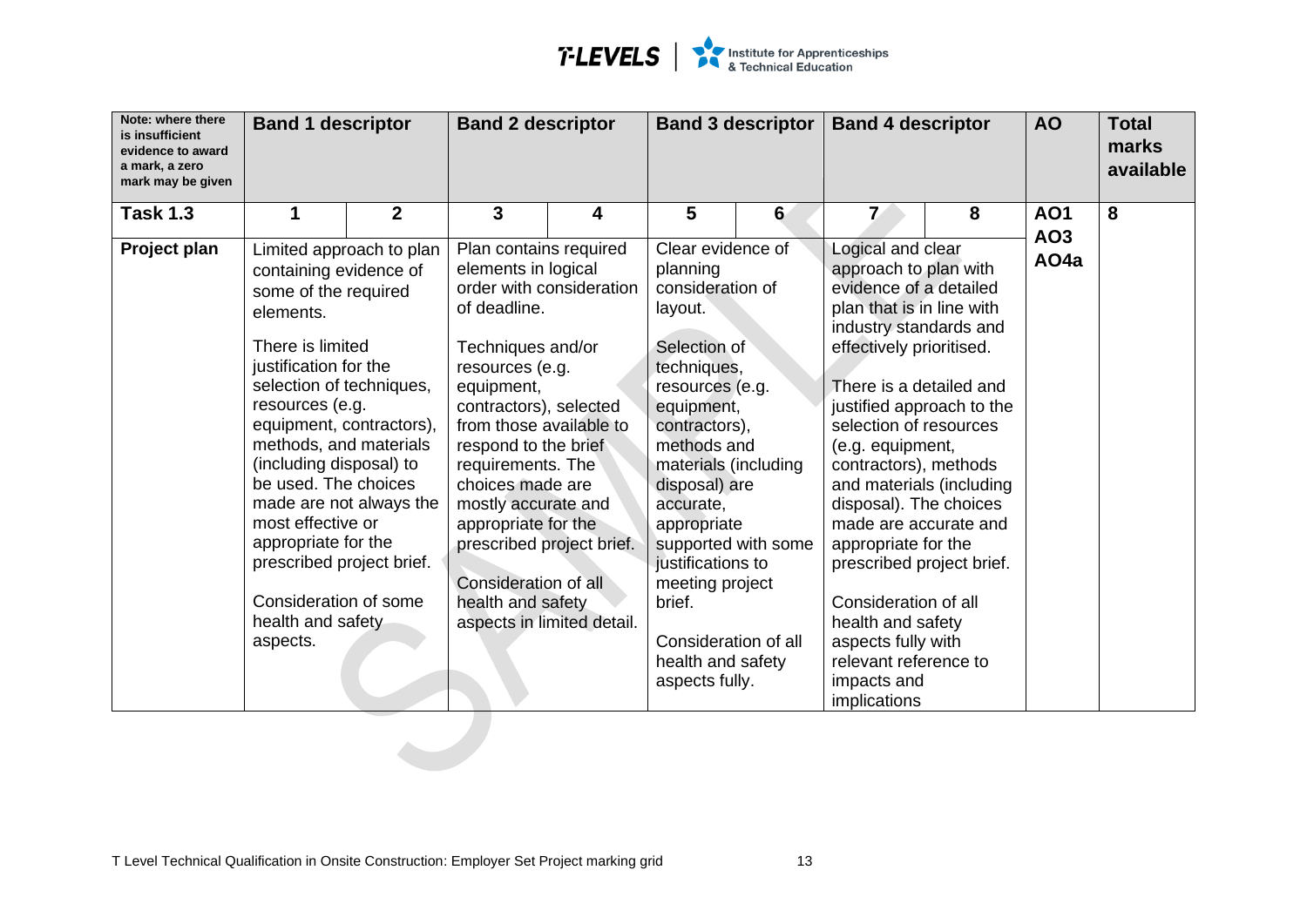| Note: where there is insufficient evidence to award a mark, a zero mark may be given | Band 1 descriptor | | Band 2 descriptor | | Band 3 descriptor | | Band 4 descriptor | | AO | Total marks available |
|---|---|---|---|---|---|---|---|---|---|---|
| **Task 1.3** | **1** | **2** | **3** | **4** | **5** | **6** | **7** | **8** | **AO1 AO3 AO4a** | **8** |
| **Project plan** | Limited approach to plan containing evidence of some of the required elements.<br><br>There is limited justification for the selection of techniques, resources (e.g. equipment, contractors), methods, and materials (including disposal) to be used. The choices made are not always the most effective or appropriate for the prescribed project brief.<br><br>Consideration of some health and safety aspects. | | Plan contains required elements in logical order with consideration of deadline.<br><br>Techniques and/or resources (e.g. equipment, contractors), selected from those available to respond to the brief requirements. The choices made are mostly accurate and appropriate for the prescribed project brief.<br><br>Consideration of all health and safety aspects in limited detail. | | Clear evidence of planning consideration of layout.<br><br>Selection of techniques, resources (e.g. equipment, contractors), methods and materials (including disposal) are accurate, appropriate supported with some justifications to meeting project brief.<br><br>Consideration of all health and safety aspects fully. | | Logical and clear approach to plan with evidence of a detailed plan that is in line with industry standards and effectively prioritised.<br><br>There is a detailed and justified approach to the selection of resources (e.g. equipment, contractors), methods and materials (including disposal). The choices made are accurate and appropriate for the prescribed project brief.<br><br>Consideration of all health and safety aspects fully with relevant reference to impacts and implications | | | |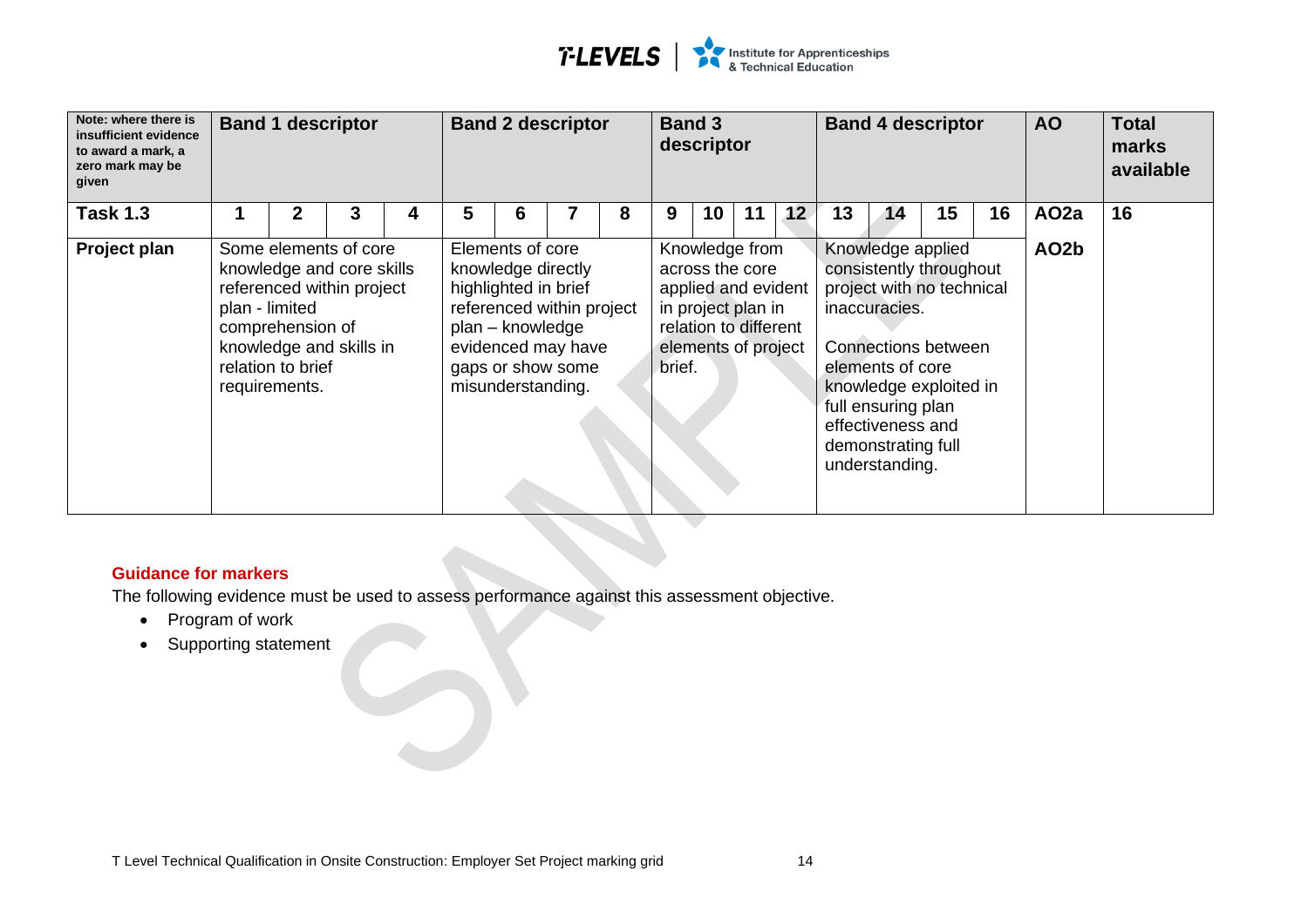| Note: where there is insufficient evidence to award a mark, a zero mark may be given | Band 1 descriptor | | | | Band 2 descriptor | | | | Band 3 descriptor | | | | Band 4 descriptor | | | | AO | Total marks available |
|---|---|---|---|---|---|---|---|---|---|---|---|---|---|---|---|---|---|---|
| **Task 1.3** | 1 | 2 | 3 | 4 | 5 | 6 | 7 | 8 | 9 | 10 | 11 | 12 | 13 | 14 | 15 | 16 | AO2a | 16 |
| **Project plan** | Some elements of core knowledge and core skills referenced within project plan - limited comprehension of knowledge and skills in relation to brief requirements. | | | | Elements of core knowledge directly highlighted in brief referenced within project plan – knowledge evidenced may have gaps or show some misunderstanding. | | | | Knowledge from across the core applied and evident in project plan in relation to different elements of project brief. | | | | Knowledge applied consistently throughout project with no technical inaccuracies. Connections between elements of core knowledge exploited in full ensuring plan effectiveness and demonstrating full understanding. | | | | AO2b | |

**Guidance for markers**

The following evidence must be used to assess performance against this assessment objective.

- Program of work
- Supporting statement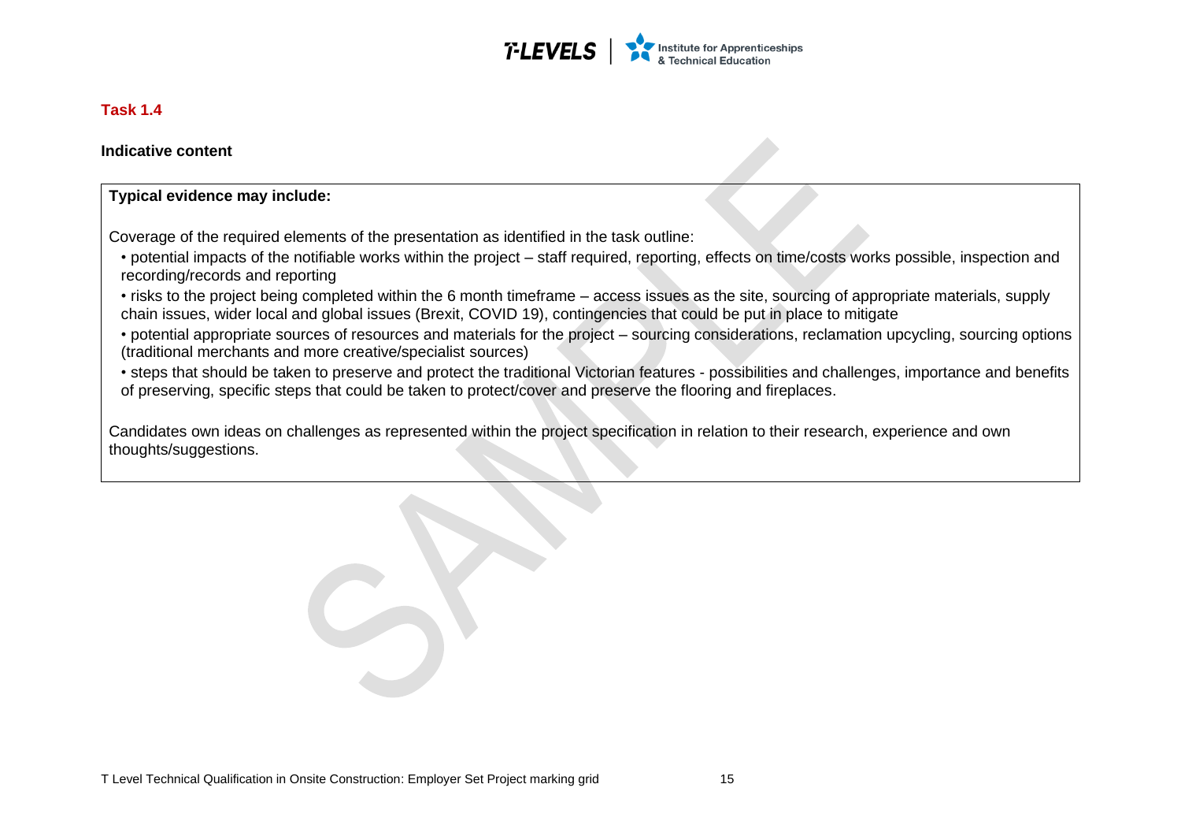**Task 1.4**

**Indicative content**

| **Typical evidence may include:**<br><br>Coverage of the required elements of the presentation as identified in the task outline:<br>• potential impacts of the notifiable works within the project – staff required, reporting, effects on time/costs works possible, inspection and recording/records and reporting<br>• risks to the project being completed within the 6 month timeframe – access issues as the site, sourcing of appropriate materials, supply chain issues, wider local and global issues (Brexit, COVID 19), contingencies that could be put in place to mitigate<br>• potential appropriate sources of resources and materials for the project – sourcing considerations, reclamation upcycling, sourcing options (traditional merchants and more creative/specialist sources)<br>• steps that should be taken to preserve and protect the traditional Victorian features - possibilities and challenges, importance and benefits of preserving, specific steps that could be taken to protect/cover and preserve the flooring and fireplaces.<br><br>Candidates own ideas on challenges as represented within the project specification in relation to their research, experience and own thoughts/suggestions. |
| --- |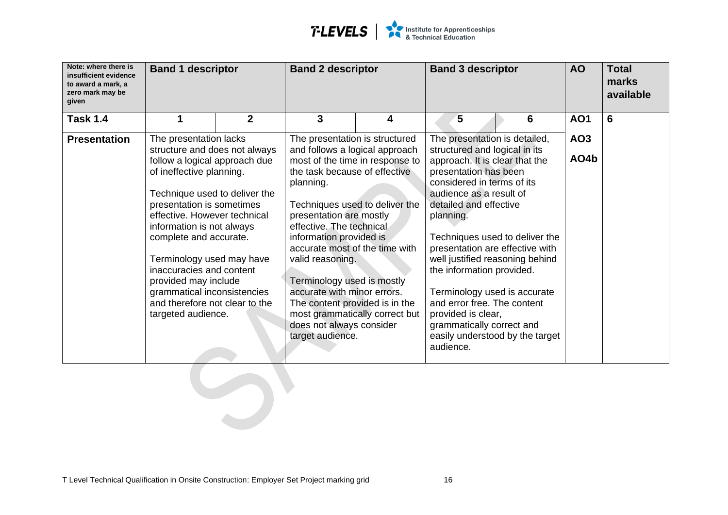| Note: where there is insufficient evidence to award a mark, a zero mark may be given | Band 1 descriptor | | Band 2 descriptor | | Band 3 descriptor | | AO | Total marks available |
|---|---|---|---|---|---|---|---|---|
| **Task 1.4** | **1** | **2** | **3** | **4** | **5** | **6** | **AO1** | **6** |
| **Presentation** | The presentation lacks structure and does not always follow a logical approach due of ineffective planning.<br><br>Technique used to deliver the presentation is sometimes effective. However technical information is not always complete and accurate.<br><br>Terminology used may have inaccuracies and content provided may include grammatical inconsistencies and therefore not clear to the targeted audience. | | The presentation is structured and follows a logical approach most of the time in response to the task because of effective planning.<br><br>Techniques used to deliver the presentation are mostly effective. The technical information provided is accurate most of the time with valid reasoning.<br><br>Terminology used is mostly accurate with minor errors. The content provided is in the most grammatically correct but does not always consider target audience. | | The presentation is detailed, structured and logical in its approach. It is clear that the presentation has been considered in terms of its audience as a result of detailed and effective planning.<br><br>Techniques used to deliver the presentation are effective with well justified reasoning behind the information provided.<br><br>Terminology used is accurate and error free. The content provided is clear, grammatically correct and easily understood by the target audience. | | **AO3**<br><br>**AO4b** | |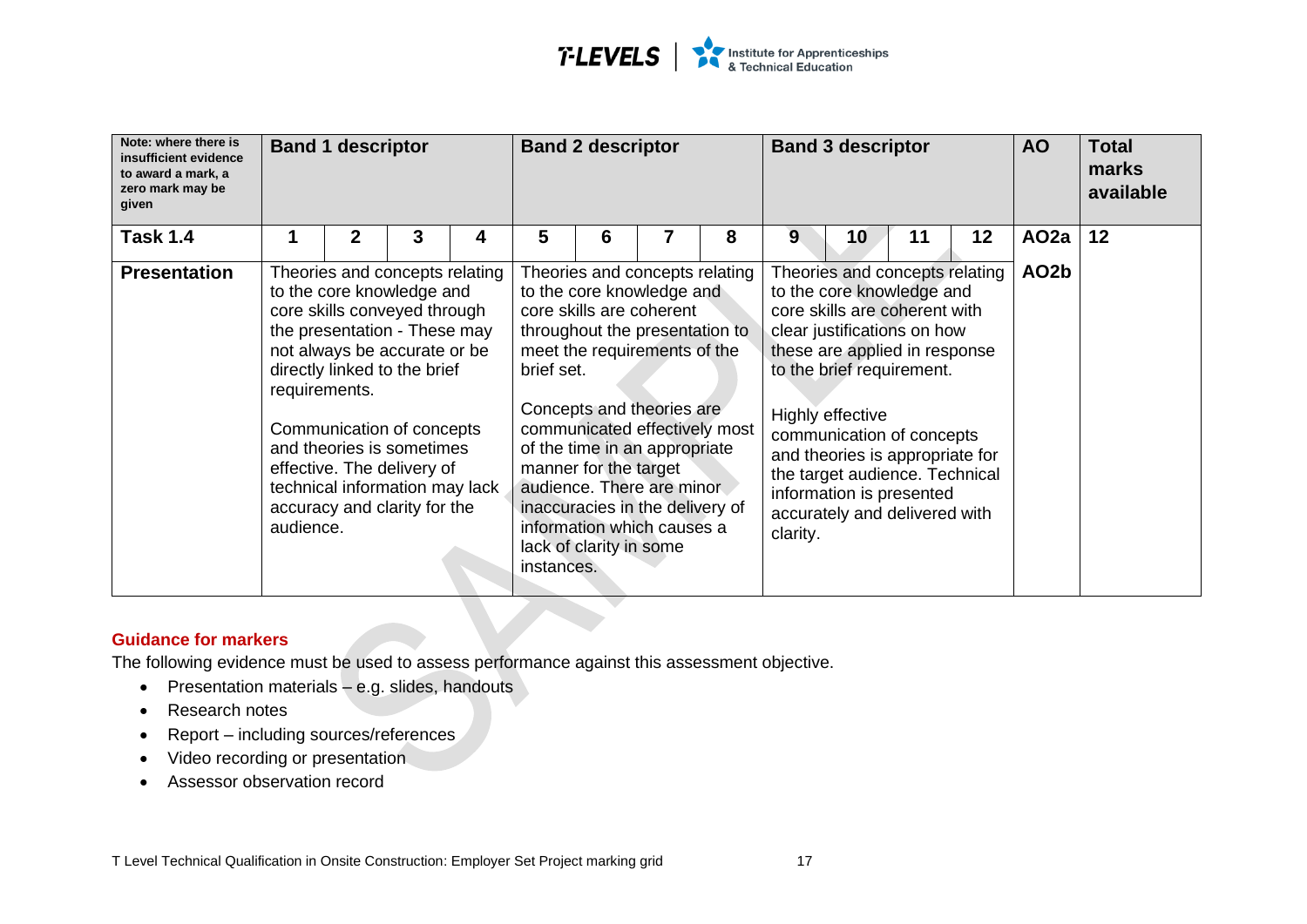| Note: where there is insufficient evidence to award a mark, a zero mark may be given | Band 1 descriptor | | | | Band 2 descriptor | | | | Band 3 descriptor | | | | AO | Total marks available |
|---|---|---|---|---|---|---|---|---|---|---|---|---|---|---|
| **Task 1.4** | **1** | **2** | **3** | **4** | **5** | **6** | **7** | **8** | **9** | **10** | **11** | **12** | **AO2a** | **12** |
| **Presentation** | Theories and concepts relating to the core knowledge and core skills conveyed through the presentation - These may not always be accurate or be directly linked to the brief requirements.<br><br>Communication of concepts and theories is sometimes effective. The delivery of technical information may lack accuracy and clarity for the audience. | | | | Theories and concepts relating to the core knowledge and core skills are coherent throughout the presentation to meet the requirements of the brief set.<br><br>Concepts and theories are communicated effectively most of the time in an appropriate manner for the target audience. There are minor inaccuracies in the delivery of information which causes a lack of clarity in some instances. | | | | Theories and concepts relating to the core knowledge and core skills are coherent with clear justifications on how these are applied in response to the brief requirement.<br><br>Highly effective communication of concepts and theories is appropriate for the target audience. Technical information is presented accurately and delivered with clarity. | | | | **AO2b** | |

**Guidance for markers**

The following evidence must be used to assess performance against this assessment objective.

- Presentation materials – e.g. slides, handouts
- Research notes
- Report – including sources/references
- Video recording or presentation
- Assessor observation record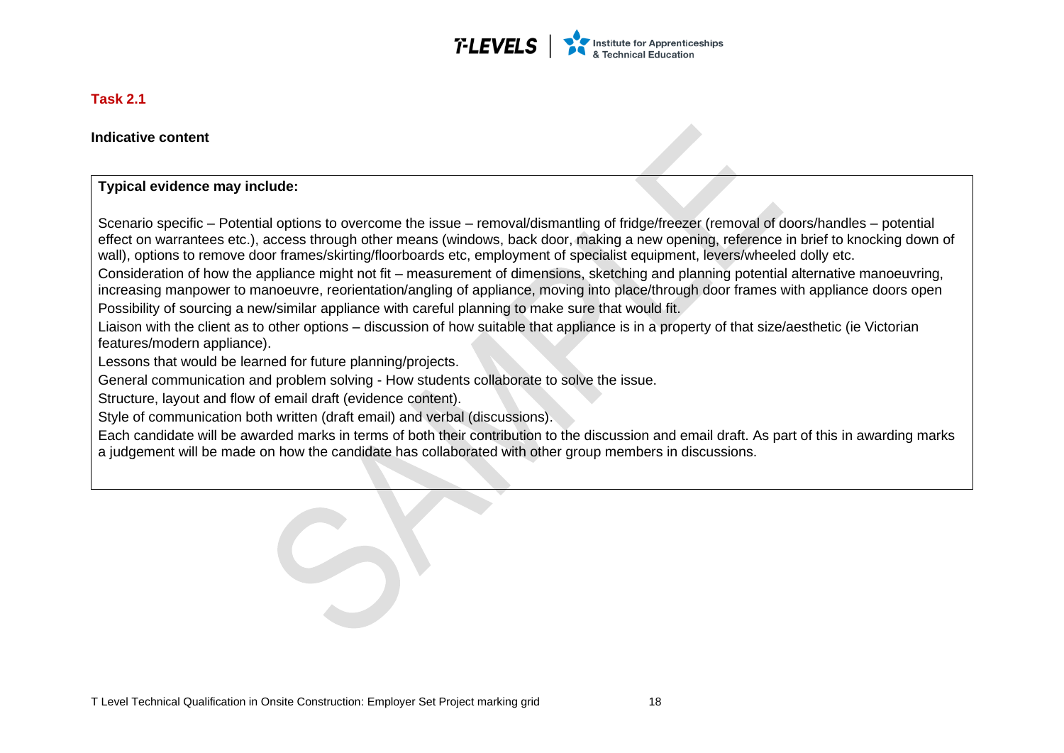**Task 2.1**

**Indicative content**

| **Typical evidence may include:**<br><br>Scenario specific – Potential options to overcome the issue – removal/dismantling of fridge/freezer (removal of doors/handles – potential effect on warrantees etc.), access through other means (windows, back door, making a new opening, reference in brief to knocking down of wall), options to remove door frames/skirting/floorboards etc, employment of specialist equipment, levers/wheeled dolly etc.<br>Consideration of how the appliance might not fit – measurement of dimensions, sketching and planning potential alternative manoeuvring, increasing manpower to manoeuvre, reorientation/angling of appliance, moving into place/through door frames with appliance doors open<br>Possibility of sourcing a new/similar appliance with careful planning to make sure that would fit.<br>Liaison with the client as to other options – discussion of how suitable that appliance is in a property of that size/aesthetic (ie Victorian features/modern appliance).<br>Lessons that would be learned for future planning/projects.<br>General communication and problem solving - How students collaborate to solve the issue.<br>Structure, layout and flow of email draft (evidence content).<br>Style of communication both written (draft email) and verbal (discussions).<br>Each candidate will be awarded marks in terms of both their contribution to the discussion and email draft. As part of this in awarding marks a judgement will be made on how the candidate has collaborated with other group members in discussions. |
|---|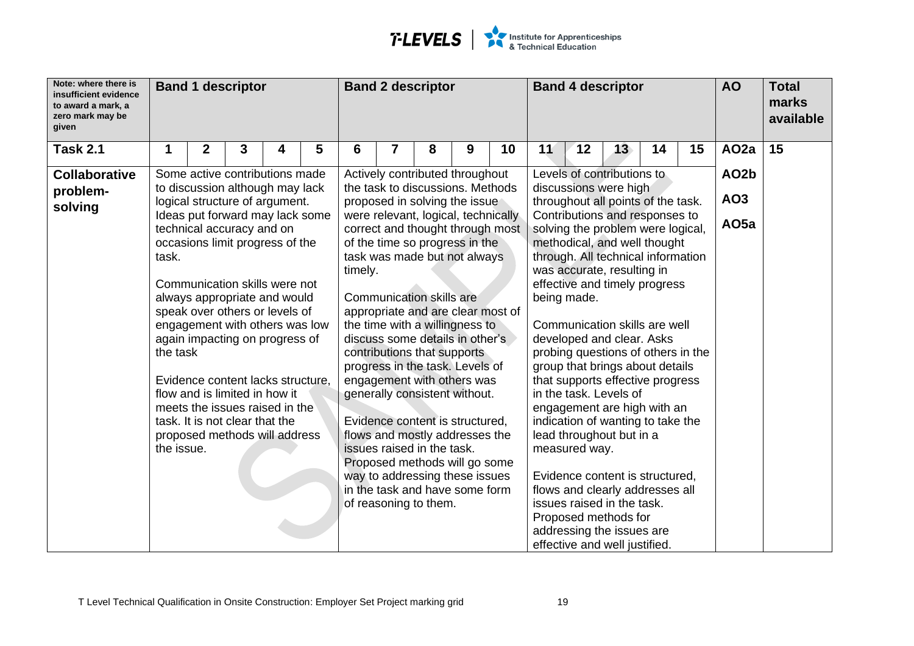| Note: where there is insufficient evidence to award a mark, a zero mark may be given | Band 1 descriptor | | | | | Band 2 descriptor | | | | | Band 4 descriptor | | | | | AO | Total marks available |
|---|---|---|---|---|---|---|---|---|---|---|---|---|---|---|---|---|---|
| **Task 2.1** | 1 | 2 | 3 | 4 | 5 | 6 | 7 | 8 | 9 | 10 | 11 | 12 | 13 | 14 | 15 | AO2a | 15 |
| **Collaborative problem-solving** | Some active contributions made to discussion although may lack logical structure of argument. Ideas put forward may lack some technical accuracy and on occasions limit progress of the task.<br><br>Communication skills were not always appropriate and would speak over others or levels of engagement with others was low again impacting on progress of the task<br><br>Evidence content lacks structure, flow and is limited in how it meets the issues raised in the task. It is not clear that the proposed methods will address the issue. | | | | | Actively contributed throughout the task to discussions. Methods proposed in solving the issue were relevant, logical, technically correct and thought through most of the time so progress in the task was made but not always timely.<br><br>Communication skills are appropriate and are clear most of the time with a willingness to discuss some details in other's contributions that supports progress in the task. Levels of engagement with others was generally consistent without.<br><br>Evidence content is structured, flows and mostly addresses the issues raised in the task. Proposed methods will go some way to addressing these issues in the task and have some form of reasoning to them. | | | | | Levels of contributions to discussions were high throughout all points of the task. Contributions and responses to solving the problem were logical, methodical, and well thought through. All technical information was accurate, resulting in effective and timely progress being made.<br><br>Communication skills are well developed and clear. Asks probing questions of others in the group that brings about details that supports effective progress in the task. Levels of engagement are high with an indication of wanting to take the lead throughout but in a measured way.<br><br>Evidence content is structured, flows and clearly addresses all issues raised in the task. Proposed methods for addressing the issues are effective and well justified. | | | | | AO2b<br><br>AO3<br><br>AO5a | |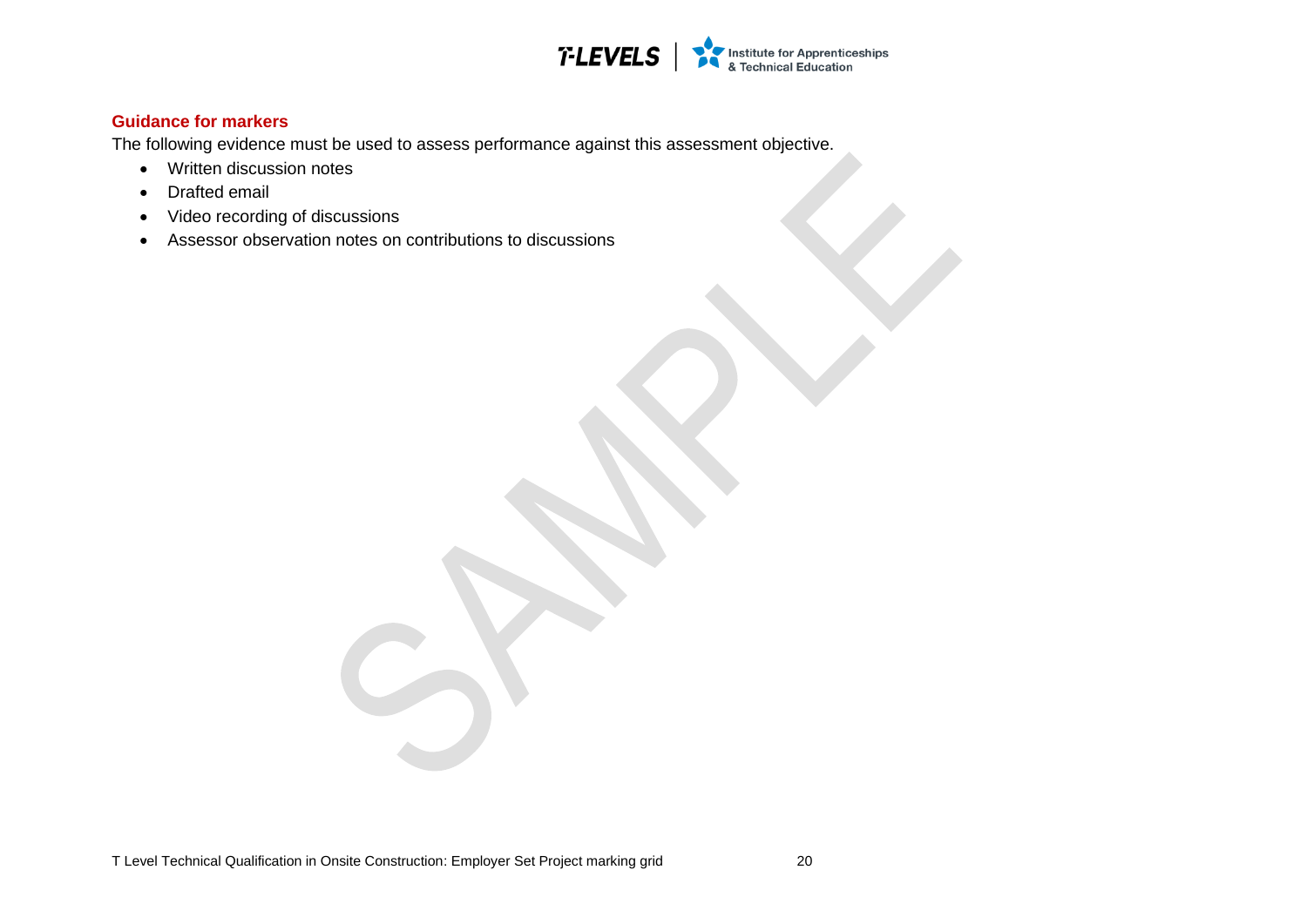### Guidance for markers

The following evidence must be used to assess performance against this assessment objective.

- Written discussion notes
- Drafted email
- Video recording of discussions
- Assessor observation notes on contributions to discussions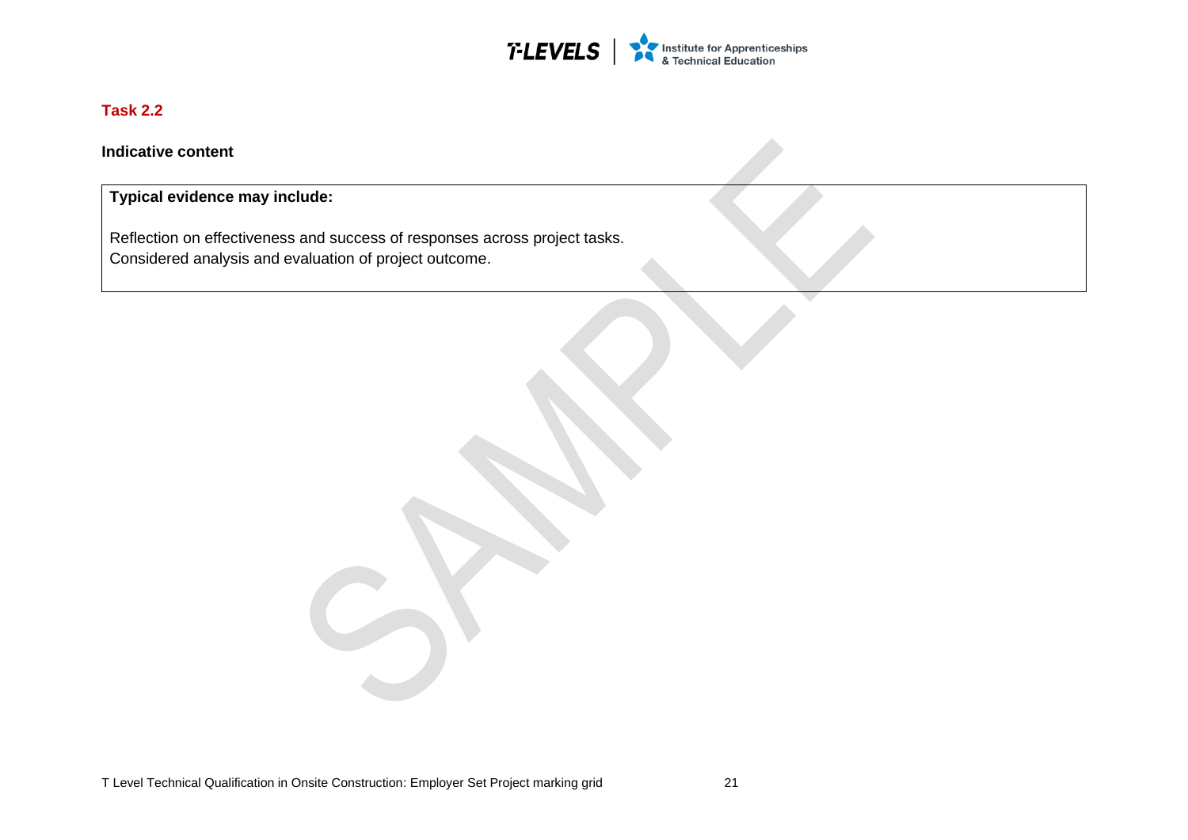## Task 2.2

**Indicative content**

| **Typical evidence may include:** |
| --- |
| Reflection on effectiveness and success of responses across project tasks.<br>Considered analysis and evaluation of project outcome. |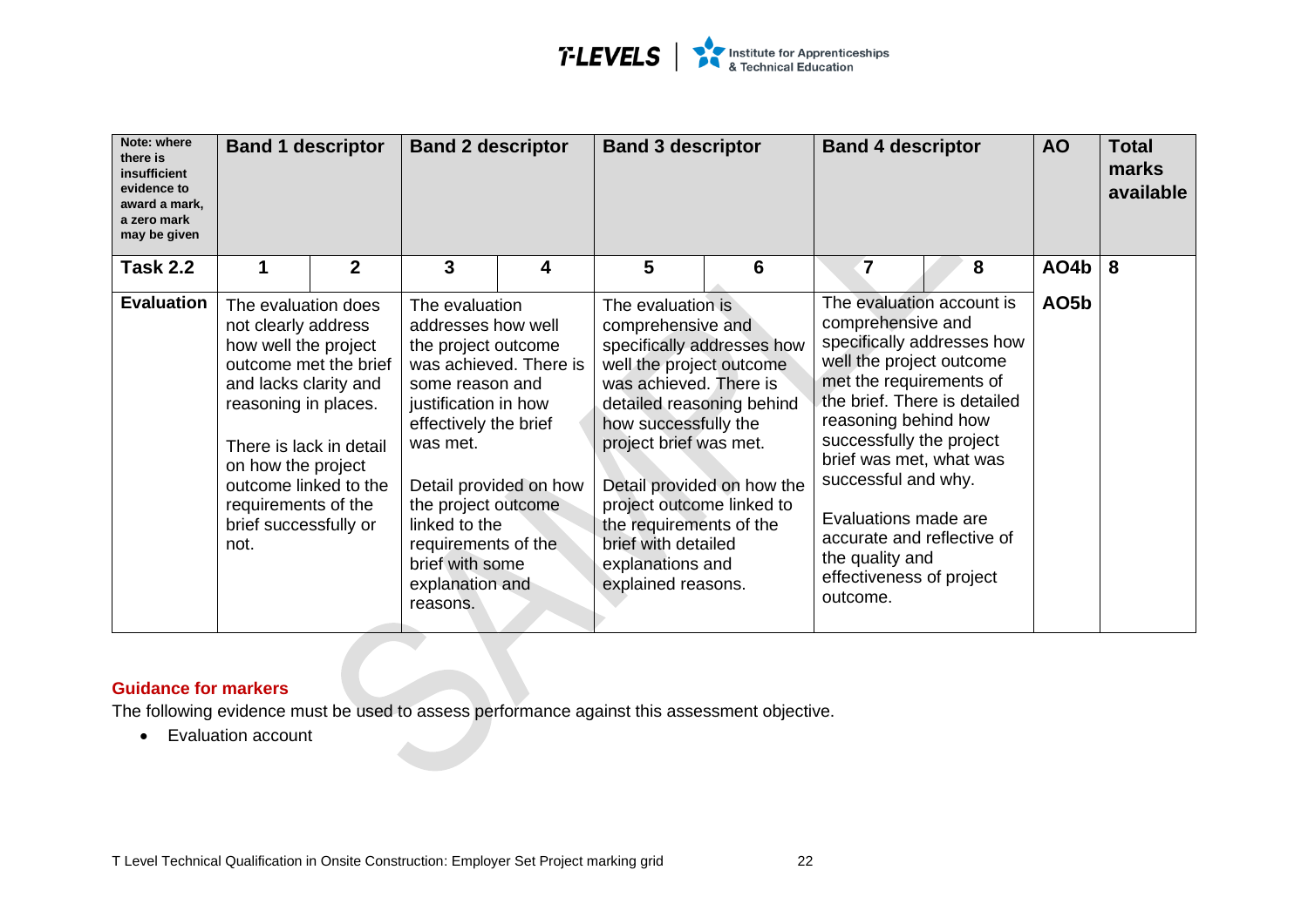| Note: where there is insufficient evidence to award a mark, a zero mark may be given | Band 1 descriptor | | Band 2 descriptor | | Band 3 descriptor | | Band 4 descriptor | | AO | Total marks available |
|---|---|---|---|---|---|---|---|---|---|---|
| **Task 2.2** | **1** | **2** | **3** | **4** | **5** | **6** | **7** | **8** | **AO4b** | **8** |
| **Evaluation** | The evaluation does not clearly address how well the project outcome met the brief and lacks clarity and reasoning in places.<br><br>There is lack in detail on how the project outcome linked to the requirements of the brief successfully or not. | | The evaluation addresses how well the project outcome was achieved. There is some reason and justification in how effectively the brief was met.<br><br>Detail provided on how the project outcome linked to the requirements of the brief with some explanation and reasons. | | The evaluation is comprehensive and specifically addresses how well the project outcome was achieved. There is detailed reasoning behind how successfully the project brief was met.<br><br>Detail provided on how the project outcome linked to the requirements of the brief with detailed explanations and explained reasons. | | The evaluation account is comprehensive and specifically addresses how well the project outcome met the requirements of the brief. There is detailed reasoning behind how successfully the project brief was met, what was successful and why.<br><br>Evaluations made are accurate and reflective of the quality and effectiveness of project outcome. | | **AO5b** | |

**Guidance for markers**

The following evidence must be used to assess performance against this assessment objective.

- Evaluation account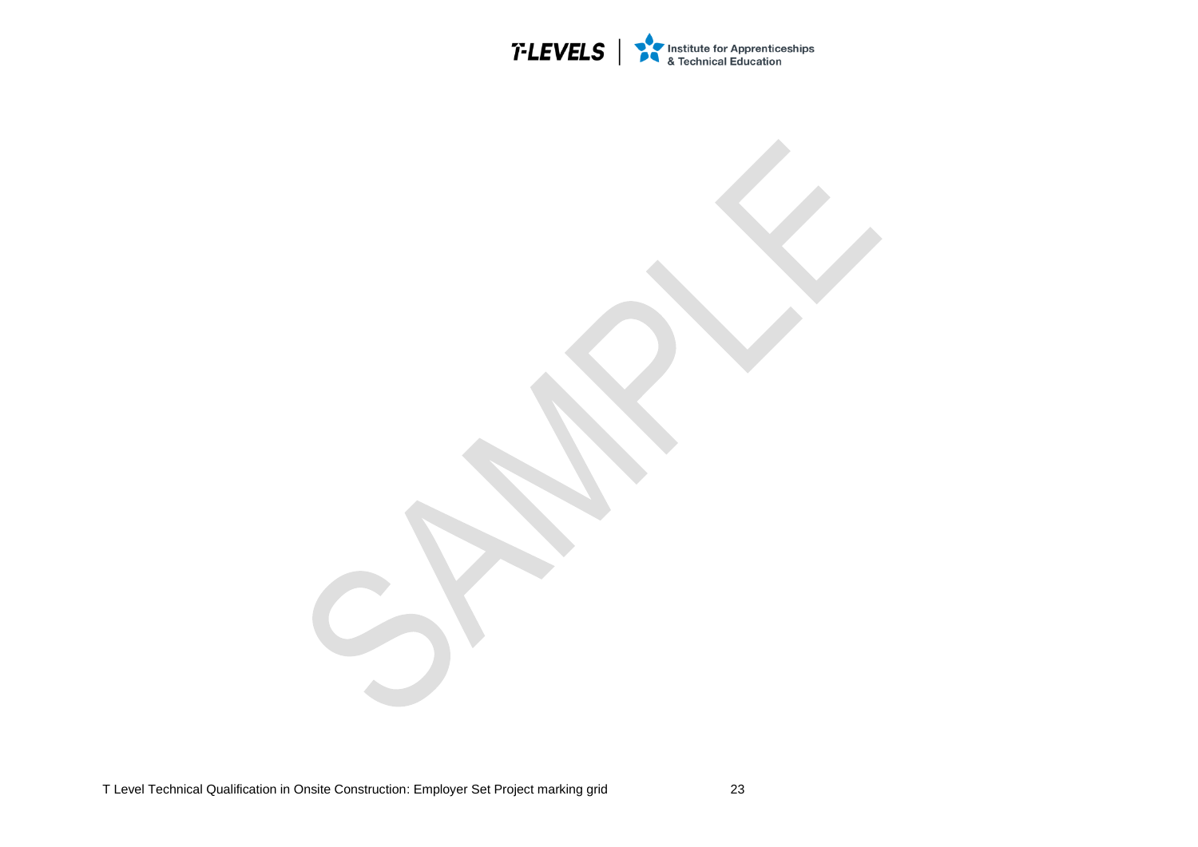SAMPLE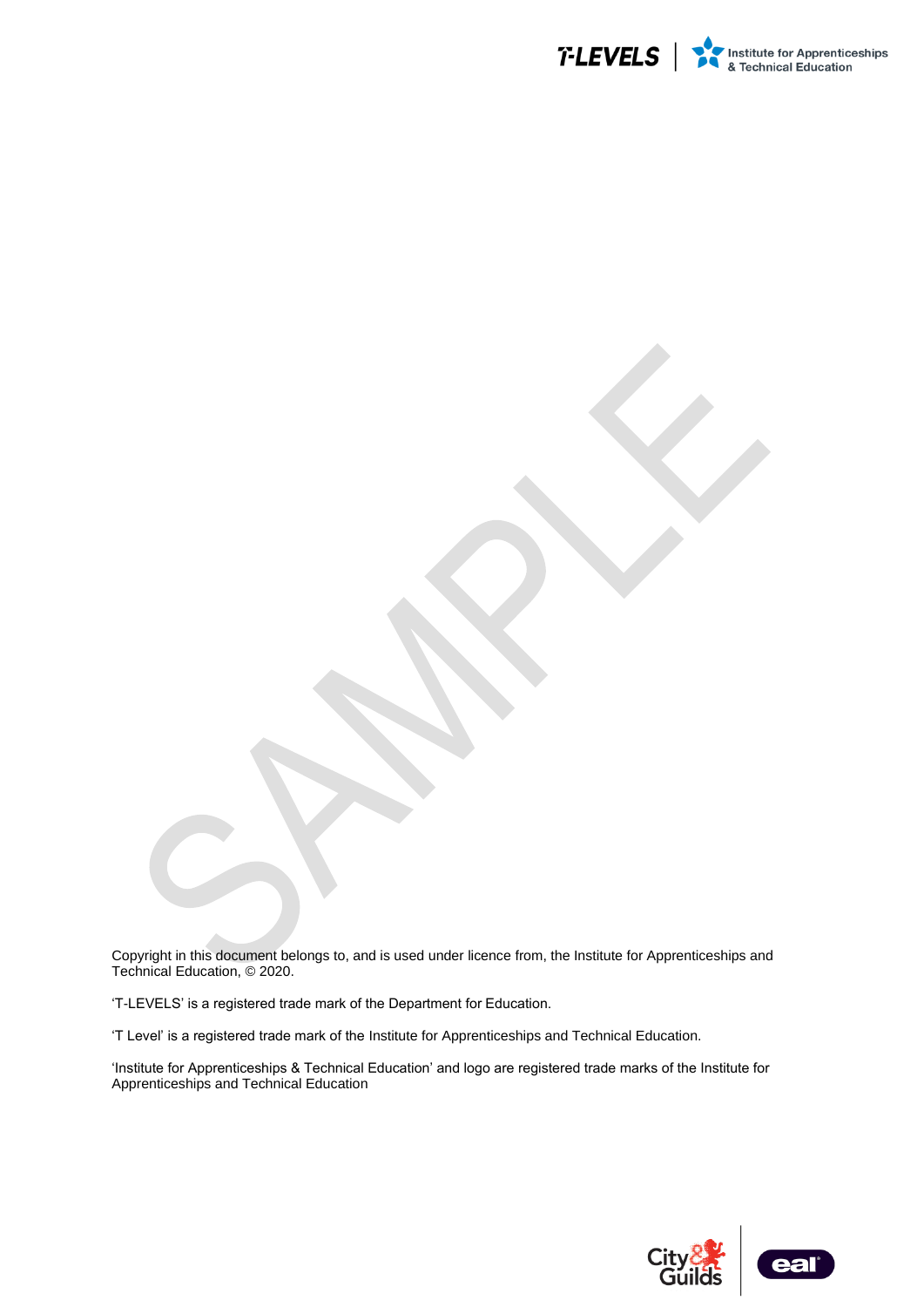Copyright in this document belongs to, and is used under licence from, the Institute for Apprenticeships and Technical Education, © 2020.

'T-LEVELS' is a registered trade mark of the Department for Education.

'T Level' is a registered trade mark of the Institute for Apprenticeships and Technical Education.

'Institute for Apprenticeships & Technical Education' and logo are registered trade marks of the Institute for Apprenticeships and Technical Education